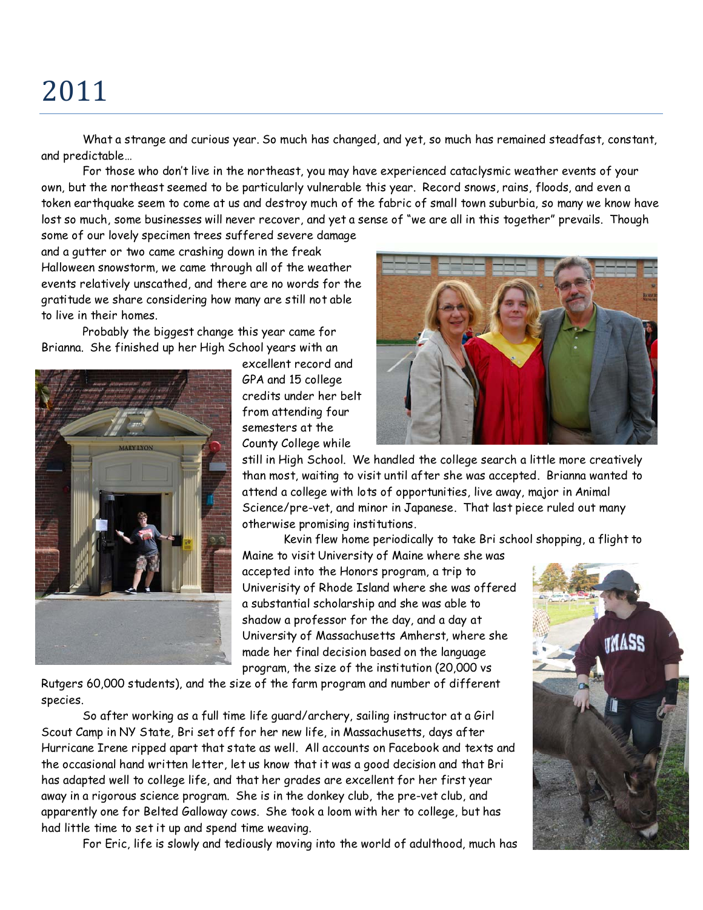# 2011

What a strange and curious year. So much has changed, and yet, so much has remained steadfast, constant, and predictable…

For those who don't live in the northeast, you may have experienced cataclysmic weather events of your own, but the northeast seemed to be particularly vulnerable this year. Record snows, rains, floods, and even a token earthquake seem to come at us and destroy much of the fabric of small town suburbia, so many we know have lost so much, some businesses will never recover, and yet a sense of "we are all in this together" prevails. Though some of our lovely specimen trees suffered severe damage and a gutter or two came crashing down in the freak Halloween snowstorm, we came through all of the weather events relatively unscathed, and there are no words for the gratitude we share considering how many are still not able to live in their homes.

Probably the biggest change this year came for Brianna. She finished up her High School years with an excellent record and GPA and 15 college credits under her belt from attending four semesters at the County College while still in High School. We handled the college search a little more creatively than most, waiting to visit until after she was accepted. Brianna wanted to attend a college with lots of opportunities, live away, major in Animal Science/pre-vet, and minor in Japanese. That last piece ruled out many otherwise promising institutions.

Kevin flew home periodically to take Bri school shopping, a flight to Maine to visit University of Maine where she was accepted into the Honors program, a trip to Univerisity of Rhode Island where she was offered a substantial scholarship and she was able to shadow a professor for the day, and a day at University of Massachusetts Amherst, where she made her final decision based on the language program, the size of the institution (20,000 vs Rutgers 60,000 students), and the size of the farm program and number of different species.

So after working as a full time life guard/archery, sailing instructor at a Girl Scout Camp in NY State, Bri set off for her new life, in Massachusetts, days after Hurricane Irene ripped apart that state as well. All accounts on Facebook and texts and the occasional hand written letter, let us know that it was a good decision and that Bri has adapted well to college life, and that her grades are excellent for her first year away in a rigorous science program. She is in the donkey club, the pre-vet club, and apparently one for Belted Galloway cows. She took a loom with her to college, but has had little time to set it up and spend time weaving.

For Eric, life is slowly and tediously moving into the world of adulthood, much has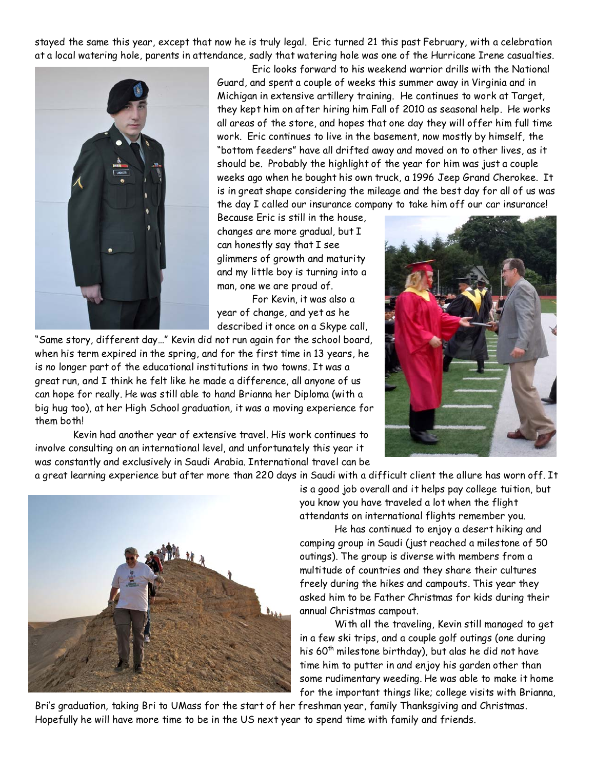stayed the same this year, except that now he is truly legal. Eric turned 21 this past February, with a celebration at a local watering hole, parents in attendance, sadly that watering hole was one of the Hurricane Irene casualties.

Eric looks forward to his weekend warrior drills with the National Guard, and spent a couple of weeks this summer away in Virginia and in Michigan in extensive artillery training. He continues to work at Target, they kept him on after hiring him Fall of 2010 as seasonal help. He works all areas of the store, and hopes that one day they will offer him full time work. Eric continues to live in the basement, now mostly by himself, the "bottom feeders" have all drifted away and moved on to other lives, as it should be. Probably the highlight of the year for him was just a couple weeks ago when he bought his own truck, a 1996 Jeep Grand Cherokee. It is in great shape considering the mileage and the best day for all of us was the day I called our insurance company to take him off our car insurance! Because Eric is still in the house, changes are more gradual, but I can honestly say that I see glimmers of growth and maturity and my little boy is turning into a man, one we are proud of.

For Kevin, it was also a year of change, and yet as he described it once on a Skype call, "Same story, different day…" Kevin did not run again for the school board, when his term expired in the spring, and for the first time in 13 years, he is no longer part of the educational institutions in two towns. It was a great run, and I think he felt like he made a difference, all anyone of us can hope for really. He was still able to hand Brianna her Diploma (with a big hug too), at her High School graduation, it was a moving experience for them both!

Kevin had another year of extensive travel. His work continues to involve consulting on an international level, and unfortunately this year it was constantly and exclusively in Saudi Arabia. International travel can be a great learning experience but after more than 220 days in Saudi with a difficult client the allure has worn off. It is a good job overall and it helps pay college tuition, but you know you have traveled a lot when the flight attendants on international flights remember you.

He has continued to enjoy a desert hiking and camping group in Saudi (just reached a milestone of 50 outings). The group is diverse with members from a multitude of countries and they share their cultures freely during the hikes and campouts. This year they asked him to be Father Christmas for kids during their annual Christmas campout.

With all the traveling, Kevin still managed to get in a few ski trips, and a couple golf outings (one during his 60th milestone birthday), but alas he did not have time him to putter in and enjoy his garden other than some rudimentary weeding. He was able to make it home for the important things like; college visits with Brianna, Bri's graduation, taking Bri to UMass for the start of her freshman year, family Thanksgiving and Christmas. Hopefully he will have more time to be in the US next year to spend time with family and friends.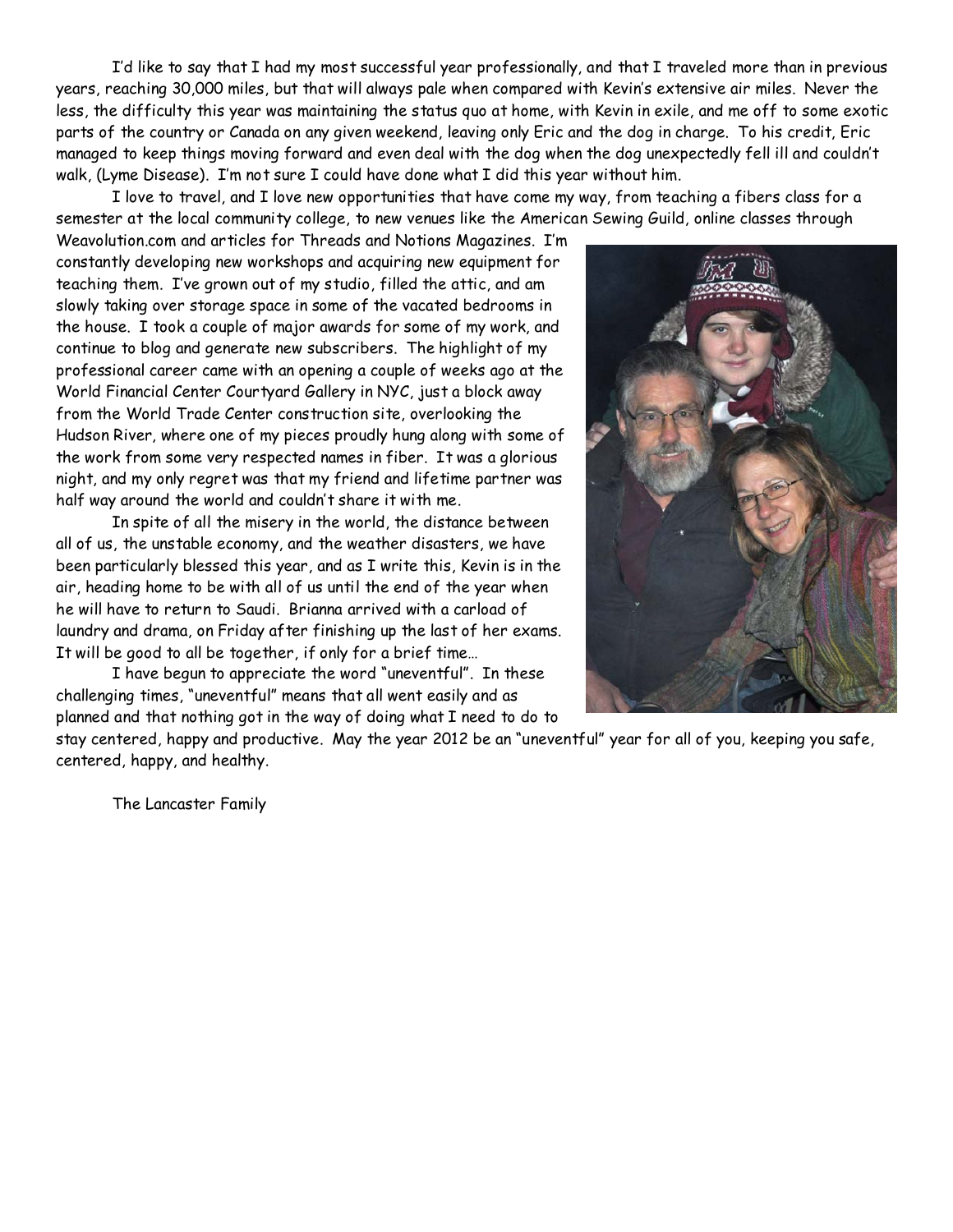I'd like to say that I had my most successful year professionally, and that I traveled more than in previous years, reaching 30,000 miles, but that will always pale when compared with Kevin's extensive air miles. Never the less, the difficulty this year was maintaining the status quo at home, with Kevin in exile, and me off to some exotic parts of the country or Canada on any given weekend, leaving only Eric and the dog in charge. To his credit, Eric managed to keep things moving forward and even deal with the dog when the dog unexpectedly fell ill and couldn't walk, (Lyme Disease). I'm not sure I could have done what I did this year without him.

I love to travel, and I love new opportunities that have come my way, from teaching a fibers class for a semester at the local community college, to new venues like the American Sewing Guild, online classes through Weavolution.com and articles for Threads and Notions Magazines. I'm constantly developing new workshops and acquiring new equipment for teaching them. I've grown out of my studio, filled the attic, and am slowly taking over storage space in some of the vacated bedrooms in the house. I took a couple of major awards for some of my work, and continue to blog and generate new subscribers. The highlight of my professional career came with an opening a couple of weeks ago at the World Financial Center Courtyard Gallery in NYC, just a block away from the World Trade Center construction site, overlooking the Hudson River, where one of my pieces proudly hung along with some of the work from some very respected names in fiber. It was a glorious night, and my only regret was that my friend and lifetime partner was half way around the world and couldn't share it with me.

In spite of all the misery in the world, the distance between all of us, the unstable economy, and the weather disasters, we have been particularly blessed this year, and as I write this, Kevin is in the air, heading home to be with all of us until the end of the year when he will have to return to Saudi. Brianna arrived with a carload of laundry and drama, on Friday after finishing up the last of her exams. It will be good to all be together, if only for a brief time…

I have begun to appreciate the word "uneventful". In these challenging times, "uneventful" means that all went easily and as planned and that nothing got in the way of doing what I need to do to stay centered, happy and productive. May the year 2012 be an "uneventful" year for all of you, keeping you safe, centered, happy, and healthy.

The Lancaster Family